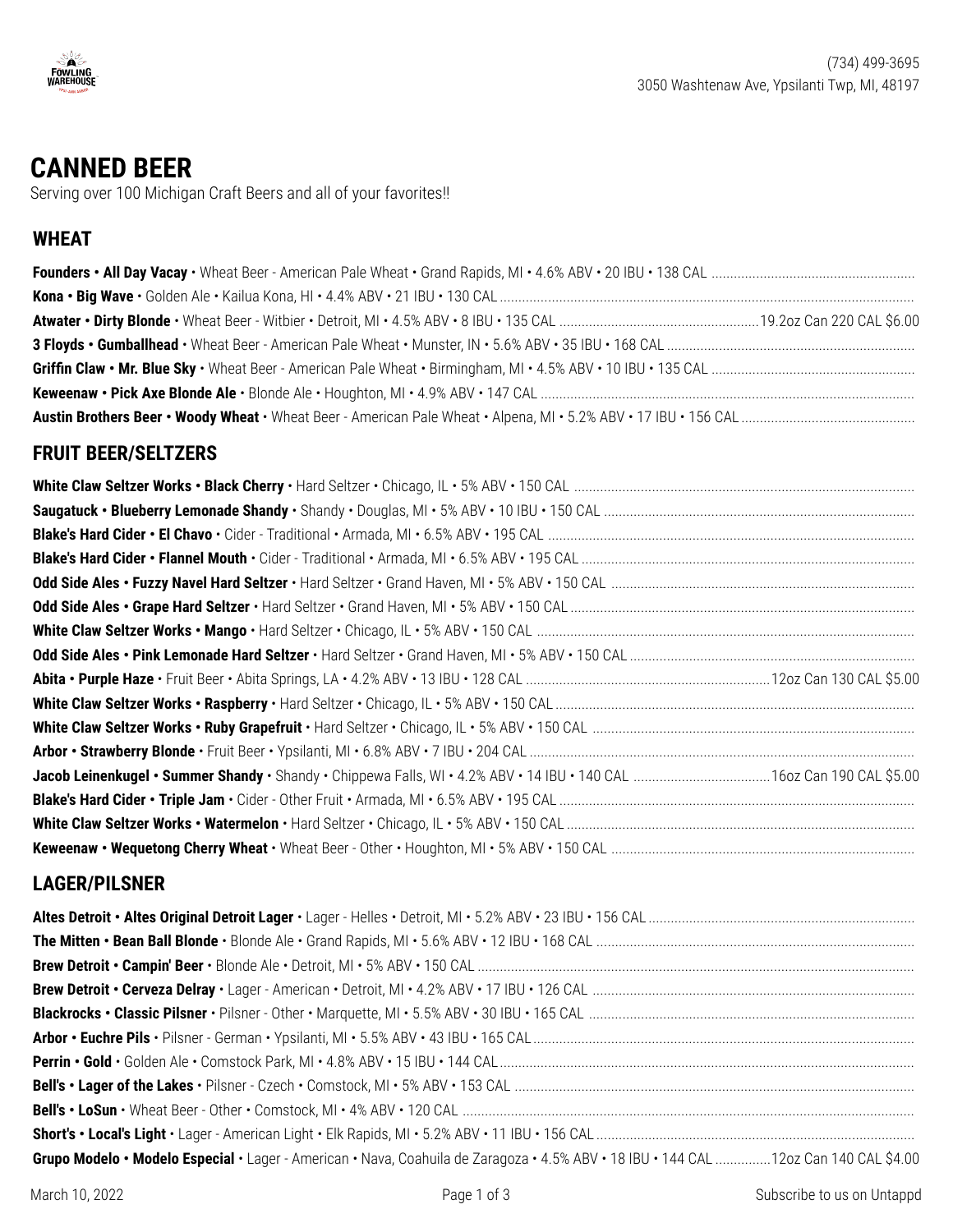(734) 499-3695
3050 Washtenaw Ave, Ypsilanti Twp, MI, 48197

# CANNED BEER

Serving over 100 Michigan Craft Beers and all of your favorites!!

## WHEAT

**Founders • All Day Vacay** • Wheat Beer - American Pale Wheat • Grand Rapids, MI • 4.6% ABV • 20 IBU • 138 CAL

**Kona • Big Wave** • Golden Ale • Kailua Kona, HI • 4.4% ABV • 21 IBU • 130 CAL

**Atwater • Dirty Blonde** • Wheat Beer - Witbier • Detroit, MI • 4.5% ABV • 8 IBU • 135 CAL ..... 19.2oz Can 220 CAL $6.00

**3 Floyds • Gumballhead** • Wheat Beer - American Pale Wheat • Munster, IN • 5.6% ABV • 35 IBU • 168 CAL

**Griffin Claw • Mr. Blue Sky** • Wheat Beer - American Pale Wheat • Birmingham, MI • 4.5% ABV • 10 IBU • 135 CAL

**Keweenaw • Pick Axe Blonde Ale** • Blonde Ale • Houghton, MI • 4.9% ABV • 147 CAL

**Austin Brothers Beer • Woody Wheat** • Wheat Beer - American Pale Wheat • Alpena, MI • 5.2% ABV • 17 IBU • 156 CAL

## FRUIT BEER/SELTZERS

**White Claw Seltzer Works • Black Cherry** • Hard Seltzer • Chicago, IL • 5% ABV • 150 CAL

**Saugatuck • Blueberry Lemonade Shandy** • Shandy • Douglas, MI • 5% ABV • 10 IBU • 150 CAL

**Blake's Hard Cider • El Chavo** • Cider - Traditional • Armada, MI • 6.5% ABV • 195 CAL

**Blake's Hard Cider • Flannel Mouth** • Cider - Traditional • Armada, MI • 6.5% ABV • 195 CAL

**Odd Side Ales • Fuzzy Navel Hard Seltzer** • Hard Seltzer • Grand Haven, MI • 5% ABV • 150 CAL

**Odd Side Ales • Grape Hard Seltzer** • Hard Seltzer • Grand Haven, MI • 5% ABV • 150 CAL

**White Claw Seltzer Works • Mango** • Hard Seltzer • Chicago, IL • 5% ABV • 150 CAL

**Odd Side Ales • Pink Lemonade Hard Seltzer** • Hard Seltzer • Grand Haven, MI • 5% ABV • 150 CAL

**Abita • Purple Haze** • Fruit Beer • Abita Springs, LA • 4.2% ABV • 13 IBU • 128 CAL ..... 12oz Can 130 CAL $5.00

**White Claw Seltzer Works • Raspberry** • Hard Seltzer • Chicago, IL • 5% ABV • 150 CAL

**White Claw Seltzer Works • Ruby Grapefruit** • Hard Seltzer • Chicago, IL • 5% ABV • 150 CAL

**Arbor • Strawberry Blonde** • Fruit Beer • Ypsilanti, MI • 6.8% ABV • 7 IBU • 204 CAL

**Jacob Leinenkugel • Summer Shandy** • Shandy • Chippewa Falls, WI • 4.2% ABV • 14 IBU • 140 CAL ..... 16oz Can 190 CAL $5.00

**Blake's Hard Cider • Triple Jam** • Cider - Other Fruit • Armada, MI • 6.5% ABV • 195 CAL

**White Claw Seltzer Works • Watermelon** • Hard Seltzer • Chicago, IL • 5% ABV • 150 CAL

**Keweenaw • Wequetong Cherry Wheat** • Wheat Beer - Other • Houghton, MI • 5% ABV • 150 CAL

## LAGER/PILSNER

**Altes Detroit • Altes Original Detroit Lager** • Lager - Helles • Detroit, MI • 5.2% ABV • 23 IBU • 156 CAL

**The Mitten • Bean Ball Blonde** • Blonde Ale • Grand Rapids, MI • 5.6% ABV • 12 IBU • 168 CAL

**Brew Detroit • Campin' Beer** • Blonde Ale • Detroit, MI • 5% ABV • 150 CAL

**Brew Detroit • Cerveza Delray** • Lager - American • Detroit, MI • 4.2% ABV • 17 IBU • 126 CAL

**Blackrocks • Classic Pilsner** • Pilsner - Other • Marquette, MI • 5.5% ABV • 30 IBU • 165 CAL

**Arbor • Euchre Pils** • Pilsner - German • Ypsilanti, MI • 5.5% ABV • 43 IBU • 165 CAL

**Perrin • Gold** • Golden Ale • Comstock Park, MI • 4.8% ABV • 15 IBU • 144 CAL

**Bell's • Lager of the Lakes** • Pilsner - Czech • Comstock, MI • 5% ABV • 153 CAL

**Bell's • LoSun** • Wheat Beer - Other • Comstock, MI • 4% ABV • 120 CAL

**Short's • Local's Light** • Lager - American Light • Elk Rapids, MI • 5.2% ABV • 11 IBU • 156 CAL

**Grupo Modelo • Modelo Especial** • Lager - American • Nava, Coahuila de Zaragoza • 4.5% ABV • 18 IBU • 144 CAL ..... 12oz Can 140 CAL $4.00

March 10, 2022

Subscribe to us on Untappd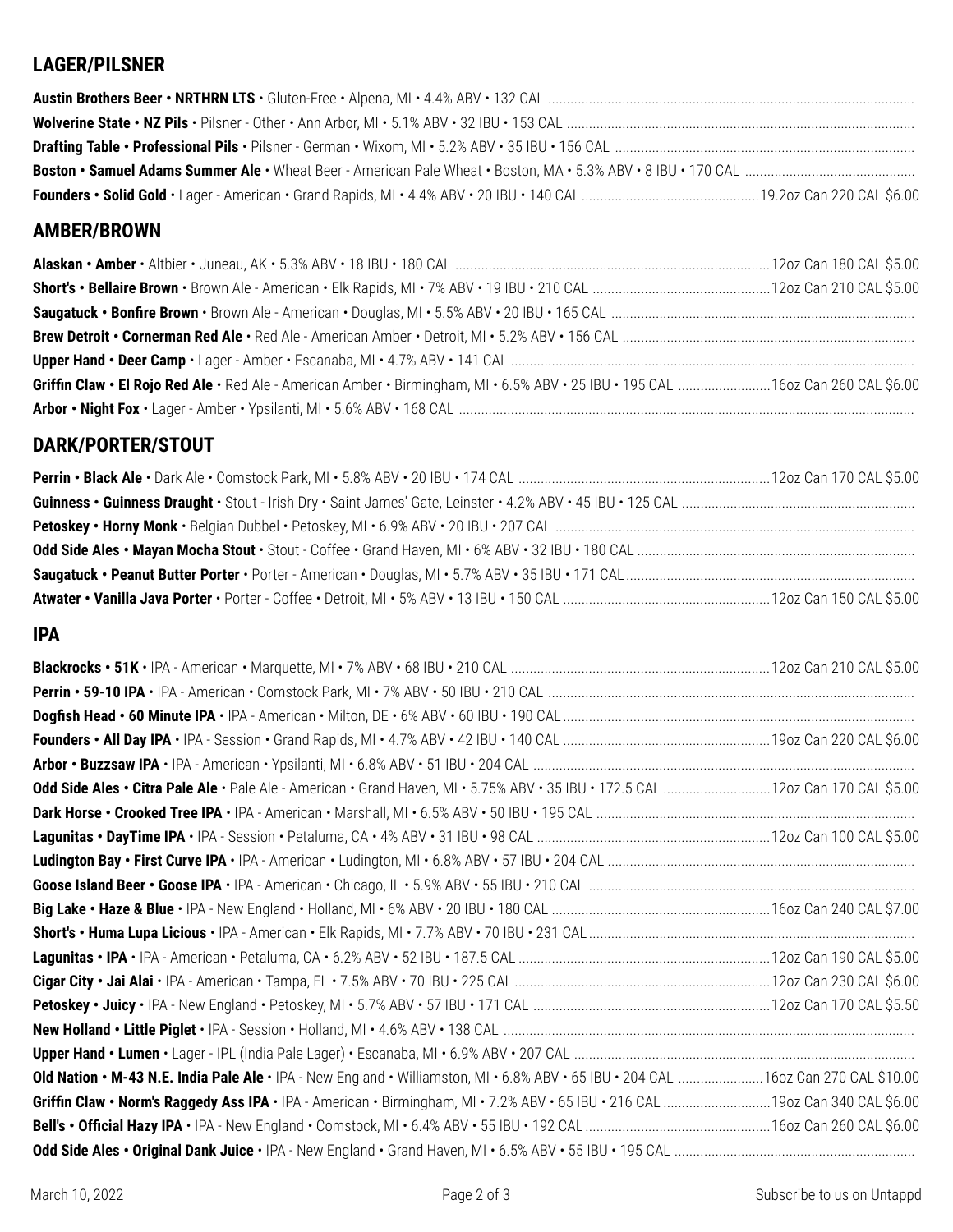## LAGER/PILSNER

**Austin Brothers Beer • NRTHRN LTS** • Gluten-Free • Alpena, MI • 4.4% ABV • 132 CAL

**Wolverine State • NZ Pils** • Pilsner - Other • Ann Arbor, MI • 5.1% ABV • 32 IBU • 153 CAL

**Drafting Table • Professional Pils** • Pilsner - German • Wixom, MI • 5.2% ABV • 35 IBU • 156 CAL

**Boston • Samuel Adams Summer Ale** • Wheat Beer - American Pale Wheat • Boston, MA • 5.3% ABV • 8 IBU • 170 CAL

**Founders • Solid Gold** • Lager - American • Grand Rapids, MI • 4.4% ABV • 20 IBU • 140 CAL ........ 19.2oz Can 220 CAL $6.00

## AMBER/BROWN

**Alaskan • Amber** • Altbier • Juneau, AK • 5.3% ABV • 18 IBU • 180 CAL ........ 12oz Can 180 CAL $5.00

**Short's • Bellaire Brown** • Brown Ale - American • Elk Rapids, MI • 7% ABV • 19 IBU • 210 CAL ........ 12oz Can 210 CAL $5.00

**Saugatuck • Bonfire Brown** • Brown Ale - American • Douglas, MI • 5.5% ABV • 20 IBU • 165 CAL

**Brew Detroit • Cornerman Red Ale** • Red Ale - American Amber • Detroit, MI • 5.2% ABV • 156 CAL

**Upper Hand • Deer Camp** • Lager - Amber • Escanaba, MI • 4.7% ABV • 141 CAL

**Griffin Claw • El Rojo Red Ale** • Red Ale - American Amber • Birmingham, MI • 6.5% ABV • 25 IBU • 195 CAL ........ 16oz Can 260 CAL $6.00

**Arbor • Night Fox** • Lager - Amber • Ypsilanti, MI • 5.6% ABV • 168 CAL

## DARK/PORTER/STOUT

**Perrin • Black Ale** • Dark Ale • Comstock Park, MI • 5.8% ABV • 20 IBU • 174 CAL ........ 12oz Can 170 CAL $5.00

**Guinness • Guinness Draught** • Stout - Irish Dry • Saint James' Gate, Leinster • 4.2% ABV • 45 IBU • 125 CAL

**Petoskey • Horny Monk** • Belgian Dubbel • Petoskey, MI • 6.9% ABV • 20 IBU • 207 CAL

**Odd Side Ales • Mayan Mocha Stout** • Stout - Coffee • Grand Haven, MI • 6% ABV • 32 IBU • 180 CAL

**Saugatuck • Peanut Butter Porter** • Porter - American • Douglas, MI • 5.7% ABV • 35 IBU • 171 CAL

**Atwater • Vanilla Java Porter** • Porter - Coffee • Detroit, MI • 5% ABV • 13 IBU • 150 CAL ........ 12oz Can 150 CAL $5.00

## IPA

**Blackrocks • 51K** • IPA - American • Marquette, MI • 7% ABV • 68 IBU • 210 CAL ........ 12oz Can 210 CAL $5.00

**Perrin • 59-10 IPA** • IPA - American • Comstock Park, MI • 7% ABV • 50 IBU • 210 CAL

**Dogfish Head • 60 Minute IPA** • IPA - American • Milton, DE • 6% ABV • 60 IBU • 190 CAL

**Founders • All Day IPA** • IPA - Session • Grand Rapids, MI • 4.7% ABV • 42 IBU • 140 CAL ........ 19oz Can 220 CAL $6.00

**Arbor • Buzzsaw IPA** • IPA - American • Ypsilanti, MI • 6.8% ABV • 51 IBU • 204 CAL

**Odd Side Ales • Citra Pale Ale** • Pale Ale - American • Grand Haven, MI • 5.75% ABV • 35 IBU • 172.5 CAL ........ 12oz Can 170 CAL $5.00

**Dark Horse • Crooked Tree IPA** • IPA - American • Marshall, MI • 6.5% ABV • 50 IBU • 195 CAL

**Lagunitas • DayTime IPA** • IPA - Session • Petaluma, CA • 4% ABV • 31 IBU • 98 CAL ........ 12oz Can 100 CAL $5.00

**Ludington Bay • First Curve IPA** • IPA - American • Ludington, MI • 6.8% ABV • 57 IBU • 204 CAL

**Goose Island Beer • Goose IPA** • IPA - American • Chicago, IL • 5.9% ABV • 55 IBU • 210 CAL

**Big Lake • Haze & Blue** • IPA - New England • Holland, MI • 6% ABV • 20 IBU • 180 CAL ........ 16oz Can 240 CAL $7.00

**Short's • Huma Lupa Licious** • IPA - American • Elk Rapids, MI • 7.7% ABV • 70 IBU • 231 CAL

**Lagunitas • IPA** • IPA - American • Petaluma, CA • 6.2% ABV • 52 IBU • 187.5 CAL ........ 12oz Can 190 CAL $5.00

**Cigar City • Jai Alai** • IPA - American • Tampa, FL • 7.5% ABV • 70 IBU • 225 CAL ........ 12oz Can 230 CAL $6.00

**Petoskey • Juicy** • IPA - New England • Petoskey, MI • 5.7% ABV • 57 IBU • 171 CAL ........ 12oz Can 170 CAL $5.50

**New Holland • Little Piglet** • IPA - Session • Holland, MI • 4.6% ABV • 138 CAL

**Upper Hand • Lumen** • Lager - IPL (India Pale Lager) • Escanaba, MI • 6.9% ABV • 207 CAL

**Old Nation • M-43 N.E. India Pale Ale** • IPA - New England • Williamston, MI • 6.8% ABV • 65 IBU • 204 CAL ........ 16oz Can 270 CAL $10.00

**Griffin Claw • Norm's Raggedy Ass IPA** • IPA - American • Birmingham, MI • 7.2% ABV • 65 IBU • 216 CAL ........ 19oz Can 340 CAL $6.00

**Bell's • Official Hazy IPA** • IPA - New England • Comstock, MI • 6.4% ABV • 55 IBU • 192 CAL ........ 16oz Can 260 CAL $6.00

**Odd Side Ales • Original Dank Juice** • IPA - New England • Grand Haven, MI • 6.5% ABV • 55 IBU • 195 CAL

March 10, 2022

Subscribe to us on Untappd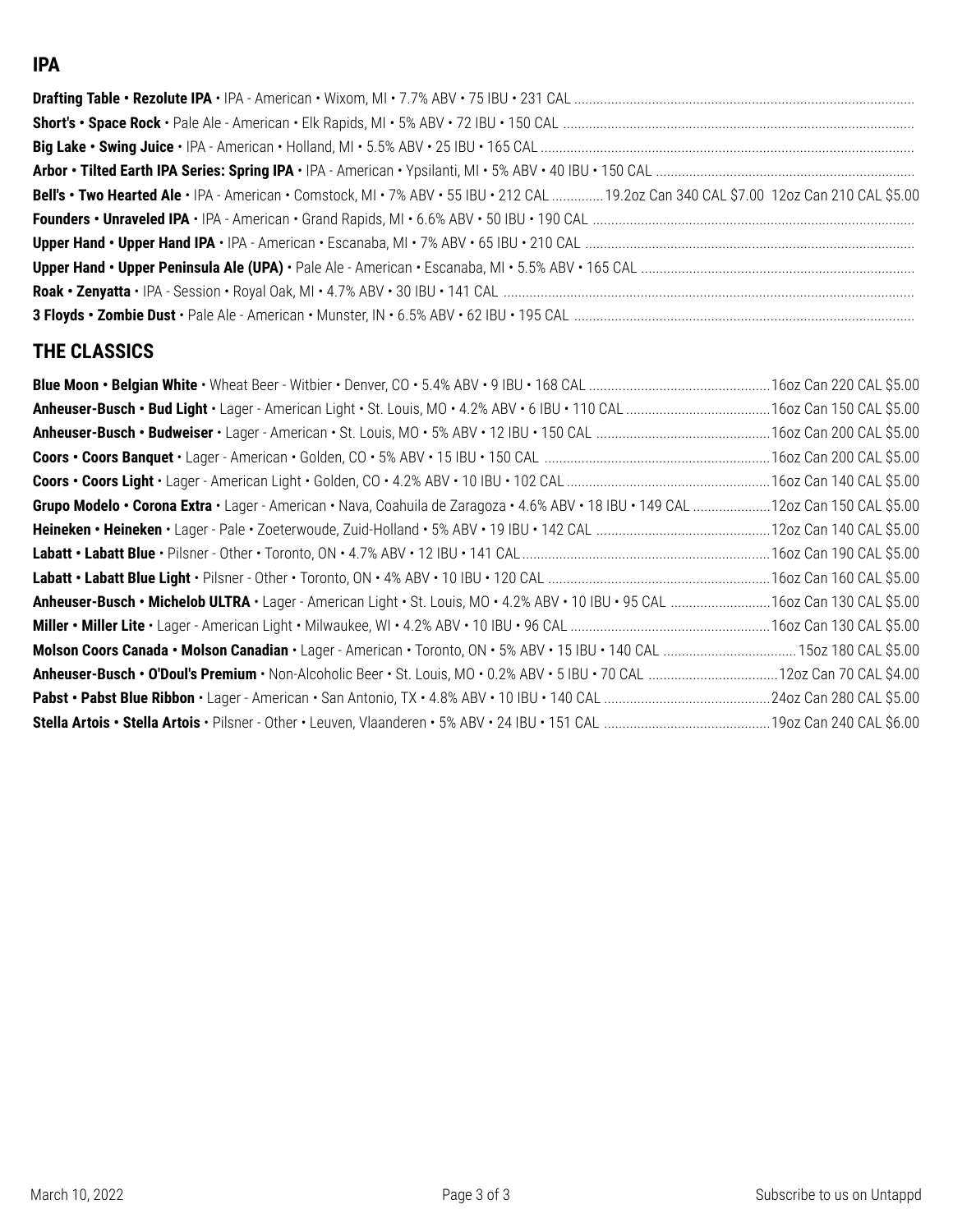## IPA

**Drafting Table • Rezolute IPA** • IPA - American • Wixom, MI • 7.7% ABV • 75 IBU • 231 CAL

**Short's • Space Rock** • Pale Ale - American • Elk Rapids, MI • 5% ABV • 72 IBU • 150 CAL

**Big Lake • Swing Juice** • IPA - American • Holland, MI • 5.5% ABV • 25 IBU • 165 CAL

**Arbor • Tilted Earth IPA Series: Spring IPA** • IPA - American • Ypsilanti, MI • 5% ABV • 40 IBU • 150 CAL

**Bell's • Two Hearted Ale** • IPA - American • Comstock, MI • 7% ABV • 55 IBU • 212 CAL .............19.2oz Can 340 CAL $7.00 12oz Can 210 CAL $5.00

**Founders • Unraveled IPA** • IPA - American • Grand Rapids, MI • 6.6% ABV • 50 IBU • 190 CAL

**Upper Hand • Upper Hand IPA** • IPA - American • Escanaba, MI • 7% ABV • 65 IBU • 210 CAL

**Upper Hand • Upper Peninsula Ale (UPA)** • Pale Ale - American • Escanaba, MI • 5.5% ABV • 165 CAL

**Roak • Zenyatta** • IPA - Session • Royal Oak, MI • 4.7% ABV • 30 IBU • 141 CAL

**3 Floyds • Zombie Dust** • Pale Ale - American • Munster, IN • 6.5% ABV • 62 IBU • 195 CAL

## THE CLASSICS

**Blue Moon • Belgian White** • Wheat Beer - Witbier • Denver, CO • 5.4% ABV • 9 IBU • 168 CAL .............16oz Can 220 CAL $5.00

**Anheuser-Busch • Bud Light** • Lager - American Light • St. Louis, MO • 4.2% ABV • 6 IBU • 110 CAL .............16oz Can 150 CAL $5.00

**Anheuser-Busch • Budweiser** • Lager - American • St. Louis, MO • 5% ABV • 12 IBU • 150 CAL .............16oz Can 200 CAL $5.00

**Coors • Coors Banquet** • Lager - American • Golden, CO • 5% ABV • 15 IBU • 150 CAL .............16oz Can 200 CAL $5.00

**Coors • Coors Light** • Lager - American Light • Golden, CO • 4.2% ABV • 10 IBU • 102 CAL .............16oz Can 140 CAL $5.00

**Grupo Modelo • Corona Extra** • Lager - American • Nava, Coahuila de Zaragoza • 4.6% ABV • 18 IBU • 149 CAL .............12oz Can 150 CAL $5.00

**Heineken • Heineken** • Lager - Pale • Zoeterwoude, Zuid-Holland • 5% ABV • 19 IBU • 142 CAL .............12oz Can 140 CAL $5.00

**Labatt • Labatt Blue** • Pilsner - Other • Toronto, ON • 4.7% ABV • 12 IBU • 141 CAL .............16oz Can 190 CAL $5.00

**Labatt • Labatt Blue Light** • Pilsner - Other • Toronto, ON • 4% ABV • 10 IBU • 120 CAL .............16oz Can 160 CAL $5.00

**Anheuser-Busch • Michelob ULTRA** • Lager - American Light • St. Louis, MO • 4.2% ABV • 10 IBU • 95 CAL .............16oz Can 130 CAL $5.00

**Miller • Miller Lite** • Lager - American Light • Milwaukee, WI • 4.2% ABV • 10 IBU • 96 CAL .............16oz Can 130 CAL $5.00

**Molson Coors Canada • Molson Canadian** • Lager - American • Toronto, ON • 5% ABV • 15 IBU • 140 CAL .............15oz 180 CAL $5.00

**Anheuser-Busch • O'Doul's Premium** • Non-Alcoholic Beer • St. Louis, MO • 0.2% ABV • 5 IBU • 70 CAL .............12oz Can 70 CAL $4.00

**Pabst • Pabst Blue Ribbon** • Lager - American • San Antonio, TX • 4.8% ABV • 10 IBU • 140 CAL .............24oz Can 280 CAL $5.00

**Stella Artois • Stella Artois** • Pilsner - Other • Leuven, Vlaanderen • 5% ABV • 24 IBU • 151 CAL .............19oz Can 240 CAL $6.00

March 10, 2022

Subscribe to us on Untappd